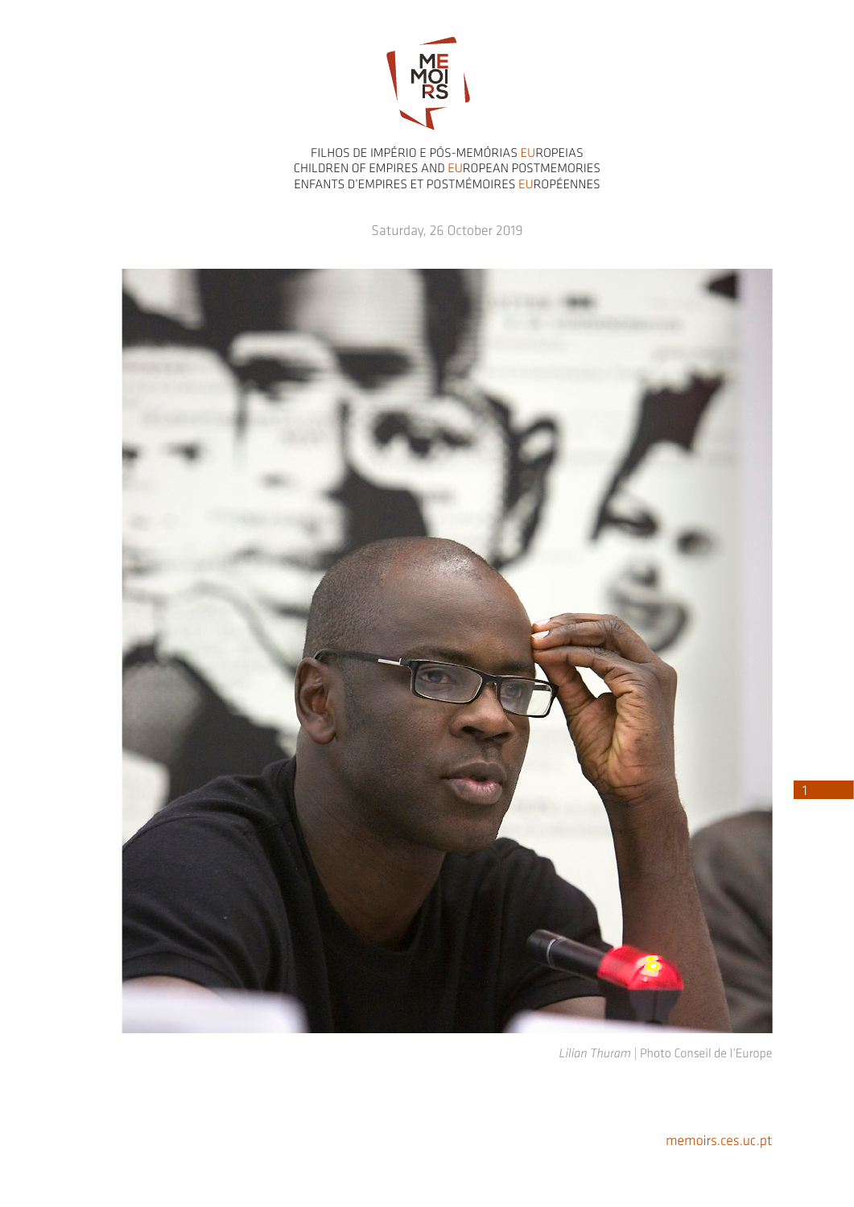ME
MOI
RS

FILHOS DE IMPÉRIO E PÓS-MEMÓRIAS EUROPEIAS
CHILDREN OF EMPIRES AND EUROPEAN POSTMEMORIES
ENFANTS D'EMPIRES ET POSTMÉMOIRES EUROPÉENNES

Saturday, 26 October 2019

*Lilian Thuram* | Photo Conseil de l'Europe

memoirs.ces.uc.pt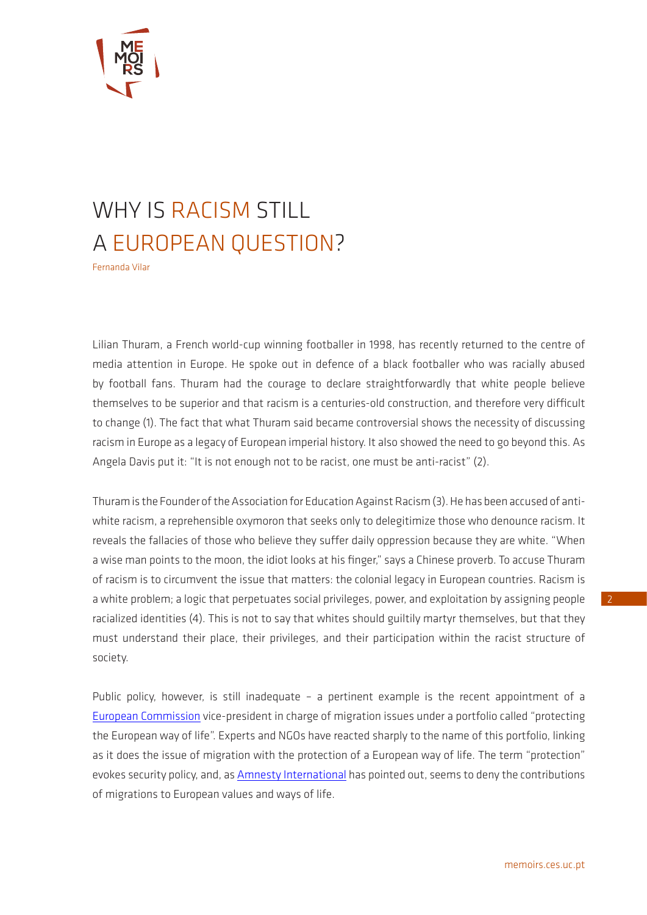# WHY IS RACISM STILL A EUROPEAN QUESTION?

Fernanda Vilar

Lilian Thuram, a French world-cup winning footballer in 1998, has recently returned to the centre of media attention in Europe. He spoke out in defence of a black footballer who was racially abused by football fans. Thuram had the courage to declare straightforwardly that white people believe themselves to be superior and that racism is a centuries-old construction, and therefore very difficult to change (1). The fact that what Thuram said became controversial shows the necessity of discussing racism in Europe as a legacy of European imperial history. It also showed the need to go beyond this. As Angela Davis put it: "It is not enough not to be racist, one must be anti-racist" (2).

Thuram is the Founder of the Association for Education Against Racism (3). He has been accused of anti-white racism, a reprehensible oxymoron that seeks only to delegitimize those who denounce racism. It reveals the fallacies of those who believe they suffer daily oppression because they are white. "When a wise man points to the moon, the idiot looks at his finger," says a Chinese proverb. To accuse Thuram of racism is to circumvent the issue that matters: the colonial legacy in European countries. Racism is a white problem; a logic that perpetuates social privileges, power, and exploitation by assigning people racialized identities (4). This is not to say that whites should guiltily martyr themselves, but that they must understand their place, their privileges, and their participation within the racist structure of society.

Public policy, however, is still inadequate – a pertinent example is the recent appointment of a European Commission vice-president in charge of migration issues under a portfolio called "protecting the European way of life". Experts and NGOs have reacted sharply to the name of this portfolio, linking as it does the issue of migration with the protection of a European way of life. The term "protection" evokes security policy, and, as Amnesty International has pointed out, seems to deny the contributions of migrations to European values and ways of life.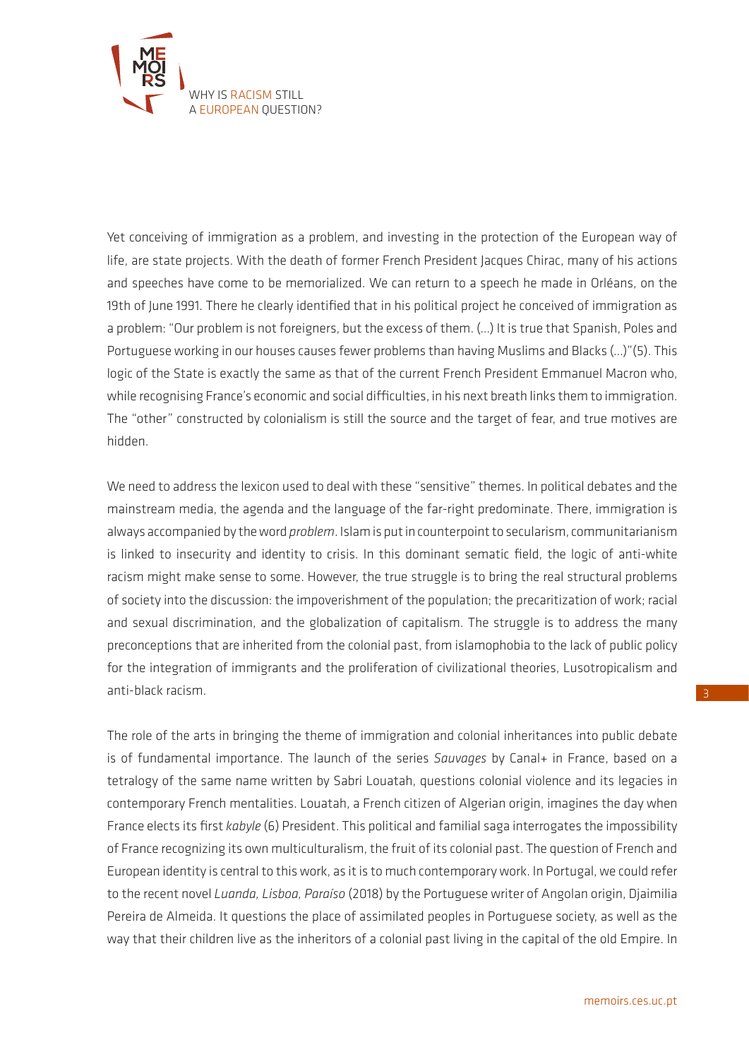Yet conceiving of immigration as a problem, and investing in the protection of the European way of life, are state projects. With the death of former French President Jacques Chirac, many of his actions and speeches have come to be memorialized. We can return to a speech he made in Orléans, on the 19th of June 1991. There he clearly identified that in his political project he conceived of immigration as a problem: "Our problem is not foreigners, but the excess of them. (...) It is true that Spanish, Poles and Portuguese working in our houses causes fewer problems than having Muslims and Blacks (...)"(5). This logic of the State is exactly the same as that of the current French President Emmanuel Macron who, while recognising France's economic and social difficulties, in his next breath links them to immigration. The "other" constructed by colonialism is still the source and the target of fear, and true motives are hidden.

We need to address the lexicon used to deal with these "sensitive" themes. In political debates and the mainstream media, the agenda and the language of the far-right predominate. There, immigration is always accompanied by the word *problem*. Islam is put in counterpoint to secularism, communitarianism is linked to insecurity and identity to crisis. In this dominant sematic field, the logic of anti-white racism might make sense to some. However, the true struggle is to bring the real structural problems of society into the discussion: the impoverishment of the population; the precaritization of work; racial and sexual discrimination, and the globalization of capitalism. The struggle is to address the many preconceptions that are inherited from the colonial past, from islamophobia to the lack of public policy for the integration of immigrants and the proliferation of civilizational theories, Lusotropicalism and anti-black racism.

The role of the arts in bringing the theme of immigration and colonial inheritances into public debate is of fundamental importance. The launch of the series *Sauvages* by Canal+ in France, based on a tetralogy of the same name written by Sabri Louatah, questions colonial violence and its legacies in contemporary French mentalities. Louatah, a French citizen of Algerian origin, imagines the day when France elects its first *kabyle* (6) President. This political and familial saga interrogates the impossibility of France recognizing its own multiculturalism, the fruit of its colonial past. The question of French and European identity is central to this work, as it is to much contemporary work. In Portugal, we could refer to the recent novel *Luanda, Lisboa, Paraíso* (2018) by the Portuguese writer of Angolan origin, Djaimilia Pereira de Almeida. It questions the place of assimilated peoples in Portuguese society, as well as the way that their children live as the inheritors of a colonial past living in the capital of the old Empire. In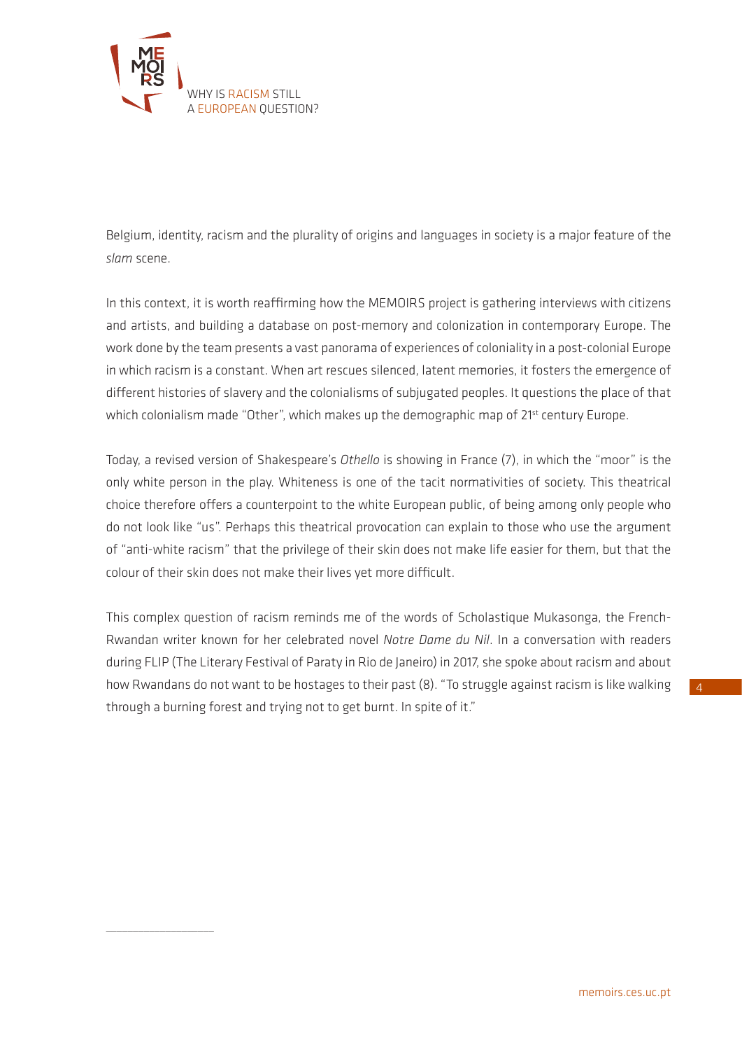Belgium, identity, racism and the plurality of origins and languages in society is a major feature of the *slam* scene.

In this context, it is worth reaffirming how the MEMOIRS project is gathering interviews with citizens and artists, and building a database on post-memory and colonization in contemporary Europe. The work done by the team presents a vast panorama of experiences of coloniality in a post-colonial Europe in which racism is a constant. When art rescues silenced, latent memories, it fosters the emergence of different histories of slavery and the colonialisms of subjugated peoples. It questions the place of that which colonialism made "Other", which makes up the demographic map of 21st century Europe.

Today, a revised version of Shakespeare's *Othello* is showing in France (7), in which the "moor" is the only white person in the play. Whiteness is one of the tacit normativities of society. This theatrical choice therefore offers a counterpoint to the white European public, of being among only people who do not look like "us". Perhaps this theatrical provocation can explain to those who use the argument of "anti-white racism" that the privilege of their skin does not make life easier for them, but that the colour of their skin does not make their lives yet more difficult.

This complex question of racism reminds me of the words of Scholastique Mukasonga, the French-Rwandan writer known for her celebrated novel *Notre Dame du Nil*. In a conversation with readers during FLIP (The Literary Festival of Paraty in Rio de Janeiro) in 2017, she spoke about racism and about how Rwandans do not want to be hostages to their past (8). "To struggle against racism is like walking through a burning forest and trying not to get burnt. In spite of it."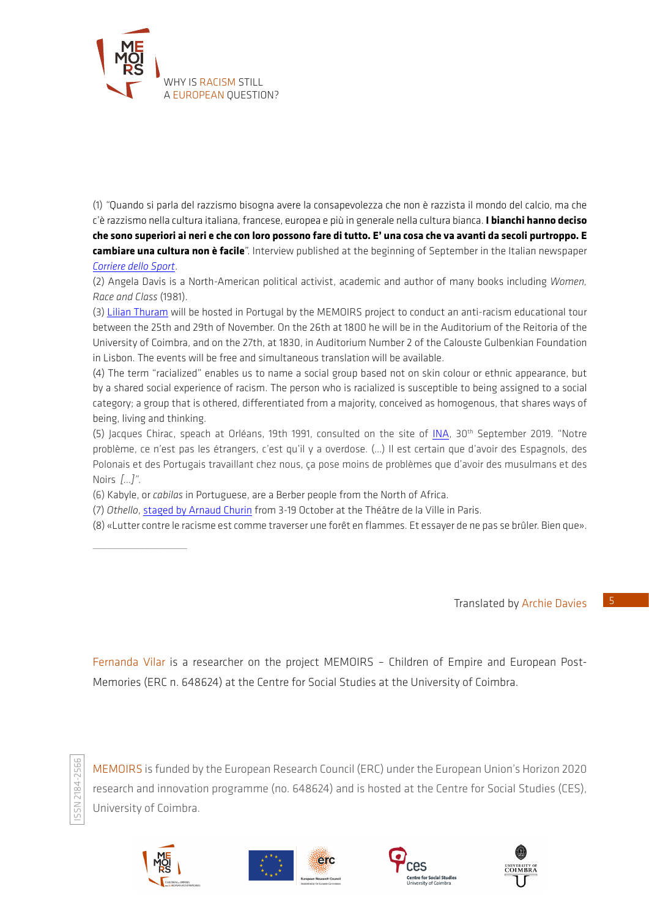(1) "Quando si parla del razzismo bisogna avere la consapevolezza che non è razzista il mondo del calcio, ma che c'è razzismo nella cultura italiana, francese, europea e più in generale nella cultura bianca. **I bianchi hanno deciso che sono superiori ai neri e che con loro possono fare di tutto. E' una cosa che va avanti da secoli purtroppo. E cambiare una cultura non è facile**". Interview published at the beginning of September in the Italian newspaper *Corriere dello Sport*.

(2) Angela Davis is a North-American political activist, academic and author of many books including *Women, Race and Class* (1981).

(3) Lilian Thuram will be hosted in Portugal by the MEMOIRS project to conduct an anti-racism educational tour between the 25th and 29th of November. On the 26th at 1800 he will be in the Auditorium of the Reitoria of the University of Coimbra, and on the 27th, at 1830, in Auditorium Number 2 of the Calouste Gulbenkian Foundation in Lisbon. The events will be free and simultaneous translation will be available.

(4) The term "racialized" enables us to name a social group based not on skin colour or ethnic appearance, but by a shared social experience of racism. The person who is racialized is susceptible to being assigned to a social category; a group that is othered, differentiated from a majority, conceived as homogenous, that shares ways of being, living and thinking.

(5) Jacques Chirac, speach at Orléans, 19th 1991, consulted on the site of INA, 30th September 2019. "Notre problème, ce n'est pas les étrangers, c'est qu'il y a overdose. (...) Il est certain que d'avoir des Espagnols, des Polonais et des Portugais travaillant chez nous, ça pose moins de problèmes que d'avoir des musulmans et des Noirs *[...]*".

(6) Kabyle, or *cabilas* in Portuguese, are a Berber people from the North of Africa.

(7) *Othello*, staged by Arnaud Churin from 3-19 October at the Théâtre de la Ville in Paris.

(8) «Lutter contre le racisme est comme traverser une forêt en flammes. Et essayer de ne pas se brûler. Bien que».

Translated by Archie Davies

Fernanda Vilar is a researcher on the project MEMOIRS – Children of Empire and European Post-Memories (ERC n. 648624) at the Centre for Social Studies at the University of Coimbra.

MEMOIRS is funded by the European Research Council (ERC) under the European Union's Horizon 2020 research and innovation programme (no. 648624) and is hosted at the Centre for Social Studies (CES), University of Coimbra.

ISSN 2184-2566